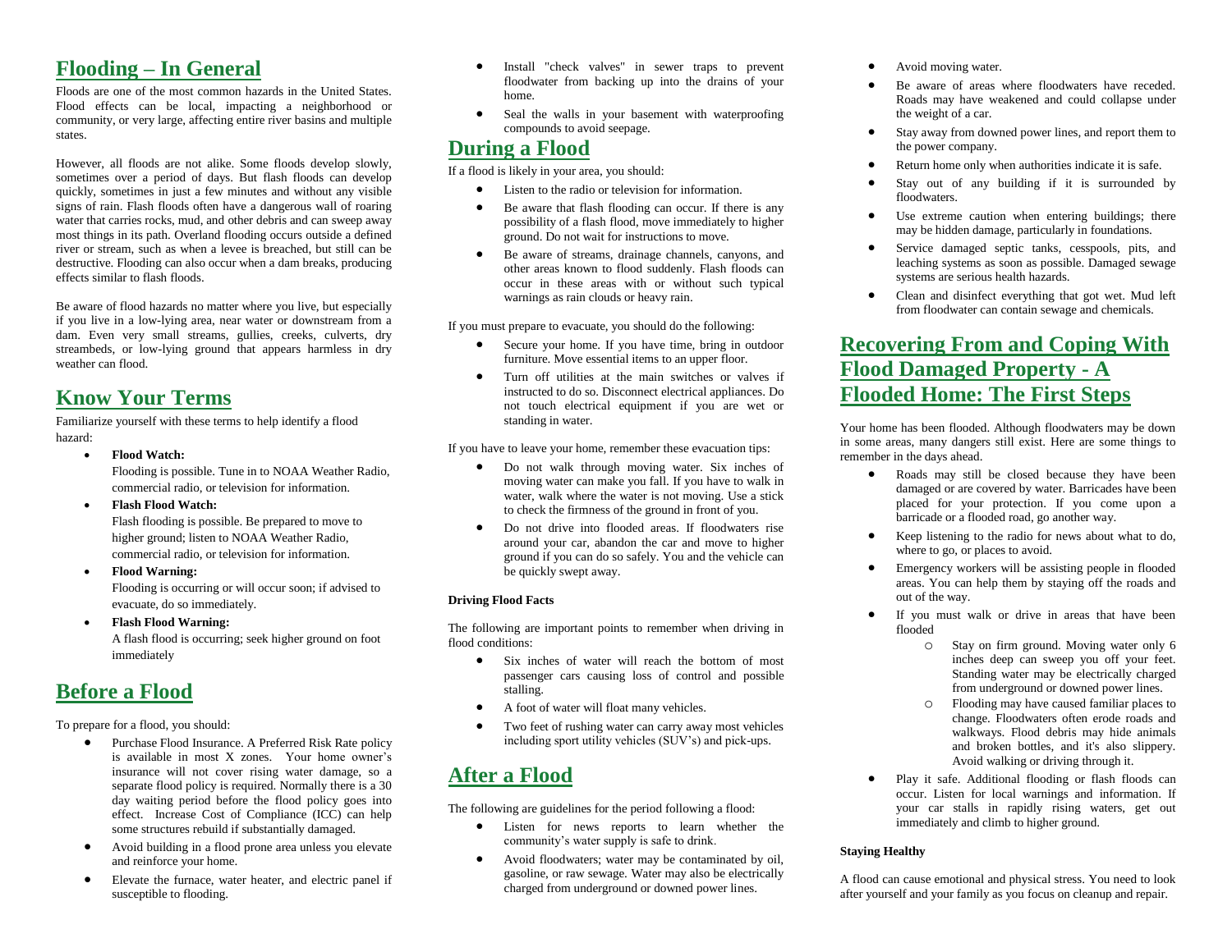## Flooding – In General

Floods are one of the most common hazards in the United States. Flood effects can be local, impacting a neighborhood or community, or very large, affecting entire river basins and multiple states.

However, all floods are not alike. Some floods develop slowly, sometimes over a period of days. But flash floods can develop quickly, sometimes in just a few minutes and without any visible signs of rain. Flash floods often have a dangerous wall of roaring water that carries rocks, mud, and other debris and can sweep away most things in its path. Overland flooding occurs outside a defined river or stream, such as when a levee is breached, but still can be destructive. Flooding can also occur when a dam breaks, producing effects similar to flash floods.

Be aware of flood hazards no matter where you live, but especially if you live in a low-lying area, near water or downstream from a dam. Even very small streams, gullies, creeks, culverts, dry streambeds, or low-lying ground that appears harmless in dry weather can flood.

## Know Your Terms

Familiarize yourself with these terms to help identify a flood hazard:

- **Flood Watch:**
  Flooding is possible. Tune in to NOAA Weather Radio, commercial radio, or television for information.
- **Flash Flood Watch:**
  Flash flooding is possible. Be prepared to move to higher ground; listen to NOAA Weather Radio, commercial radio, or television for information.
- **Flood Warning:**
  Flooding is occurring or will occur soon; if advised to evacuate, do so immediately.
- **Flash Flood Warning:**
  A flash flood is occurring; seek higher ground on foot immediately

## Before a Flood

To prepare for a flood, you should:

- Purchase Flood Insurance. A Preferred Risk Rate policy is available in most X zones. Your home owner's insurance will not cover rising water damage, so a separate flood policy is required. Normally there is a 30 day waiting period before the flood policy goes into effect. Increase Cost of Compliance (ICC) can help some structures rebuild if substantially damaged.
- Avoid building in a flood prone area unless you elevate and reinforce your home.
- Elevate the furnace, water heater, and electric panel if susceptible to flooding.
- Install "check valves" in sewer traps to prevent floodwater from backing up into the drains of your home.
- Seal the walls in your basement with waterproofing compounds to avoid seepage.

## During a Flood

If a flood is likely in your area, you should:

- Listen to the radio or television for information.
- Be aware that flash flooding can occur. If there is any possibility of a flash flood, move immediately to higher ground. Do not wait for instructions to move.
- Be aware of streams, drainage channels, canyons, and other areas known to flood suddenly. Flash floods can occur in these areas with or without such typical warnings as rain clouds or heavy rain.

If you must prepare to evacuate, you should do the following:

- Secure your home. If you have time, bring in outdoor furniture. Move essential items to an upper floor.
- Turn off utilities at the main switches or valves if instructed to do so. Disconnect electrical appliances. Do not touch electrical equipment if you are wet or standing in water.

If you have to leave your home, remember these evacuation tips:

- Do not walk through moving water. Six inches of moving water can make you fall. If you have to walk in water, walk where the water is not moving. Use a stick to check the firmness of the ground in front of you.
- Do not drive into flooded areas. If floodwaters rise around your car, abandon the car and move to higher ground if you can do so safely. You and the vehicle can be quickly swept away.

**Driving Flood Facts**

The following are important points to remember when driving in flood conditions:

- Six inches of water will reach the bottom of most passenger cars causing loss of control and possible stalling.
- A foot of water will float many vehicles.
- Two feet of rushing water can carry away most vehicles including sport utility vehicles (SUV's) and pick-ups.

## After a Flood

The following are guidelines for the period following a flood:

- Listen for news reports to learn whether the community's water supply is safe to drink.
- Avoid floodwaters; water may be contaminated by oil, gasoline, or raw sewage. Water may also be electrically charged from underground or downed power lines.
- Avoid moving water.
- Be aware of areas where floodwaters have receded. Roads may have weakened and could collapse under the weight of a car.
- Stay away from downed power lines, and report them to the power company.
- Return home only when authorities indicate it is safe.
- Stay out of any building if it is surrounded by floodwaters.
- Use extreme caution when entering buildings; there may be hidden damage, particularly in foundations.
- Service damaged septic tanks, cesspools, pits, and leaching systems as soon as possible. Damaged sewage systems are serious health hazards.
- Clean and disinfect everything that got wet. Mud left from floodwater can contain sewage and chemicals.

## Recovering From and Coping With Flood Damaged Property - A Flooded Home: The First Steps

Your home has been flooded. Although floodwaters may be down in some areas, many dangers still exist. Here are some things to remember in the days ahead.

- Roads may still be closed because they have been damaged or are covered by water. Barricades have been placed for your protection. If you come upon a barricade or a flooded road, go another way.
- Keep listening to the radio for news about what to do, where to go, or places to avoid.
- Emergency workers will be assisting people in flooded areas. You can help them by staying off the roads and out of the way.
- If you must walk or drive in areas that have been flooded
  - Stay on firm ground. Moving water only 6 inches deep can sweep you off your feet. Standing water may be electrically charged from underground or downed power lines.
  - Flooding may have caused familiar places to change. Floodwaters often erode roads and walkways. Flood debris may hide animals and broken bottles, and it's also slippery. Avoid walking or driving through it.
- Play it safe. Additional flooding or flash floods can occur. Listen for local warnings and information. If your car stalls in rapidly rising waters, get out immediately and climb to higher ground.

**Staying Healthy**

A flood can cause emotional and physical stress. You need to look after yourself and your family as you focus on cleanup and repair.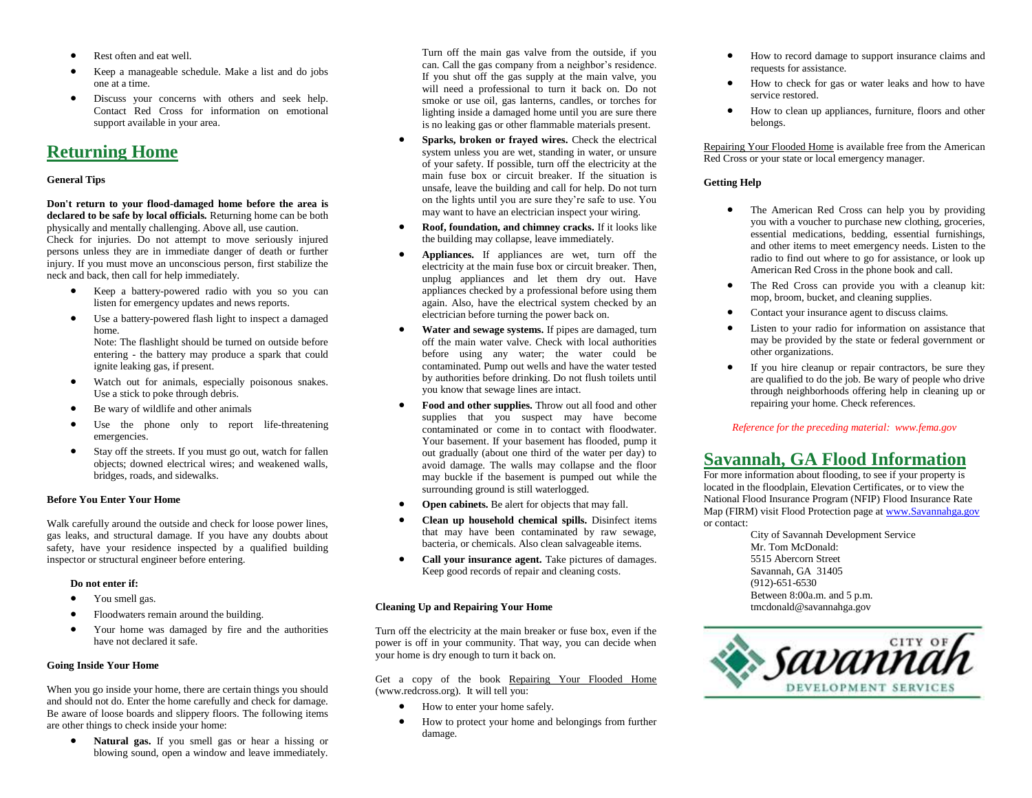- Rest often and eat well.
- Keep a manageable schedule. Make a list and do jobs one at a time.
- Discuss your concerns with others and seek help. Contact Red Cross for information on emotional support available in your area.

## Returning Home

**General Tips**

**Don't return to your flood-damaged home before the area is declared to be safe by local officials.** Returning home can be both physically and mentally challenging. Above all, use caution.
Check for injuries. Do not attempt to move seriously injured persons unless they are in immediate danger of death or further injury. If you must move an unconscious person, first stabilize the neck and back, then call for help immediately.

- Keep a battery-powered radio with you so you can listen for emergency updates and news reports.
- Use a battery-powered flash light to inspect a damaged home.
  Note: The flashlight should be turned on outside before entering - the battery may produce a spark that could ignite leaking gas, if present.
- Watch out for animals, especially poisonous snakes. Use a stick to poke through debris.
- Be wary of wildlife and other animals
- Use the phone only to report life-threatening emergencies.
- Stay off the streets. If you must go out, watch for fallen objects; downed electrical wires; and weakened walls, bridges, roads, and sidewalks.

**Before You Enter Your Home**

Walk carefully around the outside and check for loose power lines, gas leaks, and structural damage. If you have any doubts about safety, have your residence inspected by a qualified building inspector or structural engineer before entering.

**Do not enter if:**

- You smell gas.
- Floodwaters remain around the building.
- Your home was damaged by fire and the authorities have not declared it safe.

**Going Inside Your Home**

When you go inside your home, there are certain things you should and should not do. Enter the home carefully and check for damage. Be aware of loose boards and slippery floors. The following items are other things to check inside your home:

- **Natural gas.** If you smell gas or hear a hissing or blowing sound, open a window and leave immediately. Turn off the main gas valve from the outside, if you can. Call the gas company from a neighbor's residence. If you shut off the gas supply at the main valve, you will need a professional to turn it back on. Do not smoke or use oil, gas lanterns, candles, or torches for lighting inside a damaged home until you are sure there is no leaking gas or other flammable materials present.
- **Sparks, broken or frayed wires.** Check the electrical system unless you are wet, standing in water, or unsure of your safety. If possible, turn off the electricity at the main fuse box or circuit breaker. If the situation is unsafe, leave the building and call for help. Do not turn on the lights until you are sure they're safe to use. You may want to have an electrician inspect your wiring.
- **Roof, foundation, and chimney cracks.** If it looks like the building may collapse, leave immediately.
- **Appliances.** If appliances are wet, turn off the electricity at the main fuse box or circuit breaker. Then, unplug appliances and let them dry out. Have appliances checked by a professional before using them again. Also, have the electrical system checked by an electrician before turning the power back on.
- **Water and sewage systems.** If pipes are damaged, turn off the main water valve. Check with local authorities before using any water; the water could be contaminated. Pump out wells and have the water tested by authorities before drinking. Do not flush toilets until you know that sewage lines are intact.
- **Food and other supplies.** Throw out all food and other supplies that you suspect may have become contaminated or come in to contact with floodwater. Your basement. If your basement has flooded, pump it out gradually (about one third of the water per day) to avoid damage. The walls may collapse and the floor may buckle if the basement is pumped out while the surrounding ground is still waterlogged.
- **Open cabinets.** Be alert for objects that may fall.
- **Clean up household chemical spills.** Disinfect items that may have been contaminated by raw sewage, bacteria, or chemicals. Also clean salvageable items.
- **Call your insurance agent.** Take pictures of damages. Keep good records of repair and cleaning costs.

**Cleaning Up and Repairing Your Home**

Turn off the electricity at the main breaker or fuse box, even if the power is off in your community. That way, you can decide when your home is dry enough to turn it back on.

Get a copy of the book Repairing Your Flooded Home (www.redcross.org). It will tell you:

- How to enter your home safely.
- How to protect your home and belongings from further damage.
- How to record damage to support insurance claims and requests for assistance.
- How to check for gas or water leaks and how to have service restored.
- How to clean up appliances, furniture, floors and other belongs.

Repairing Your Flooded Home is available free from the American Red Cross or your state or local emergency manager.

**Getting Help**

- The American Red Cross can help you by providing you with a voucher to purchase new clothing, groceries, essential medications, bedding, essential furnishings, and other items to meet emergency needs. Listen to the radio to find out where to go for assistance, or look up American Red Cross in the phone book and call.
- The Red Cross can provide you with a cleanup kit: mop, broom, bucket, and cleaning supplies.
- Contact your insurance agent to discuss claims.
- Listen to your radio for information on assistance that may be provided by the state or federal government or other organizations.
- If you hire cleanup or repair contractors, be sure they are qualified to do the job. Be wary of people who drive through neighborhoods offering help in cleaning up or repairing your home. Check references.

*Reference for the preceding material: www.fema.gov*

## Savannah, GA Flood Information

For more information about flooding, to see if your property is located in the floodplain, Elevation Certificates, or to view the National Flood Insurance Program (NFIP) Flood Insurance Rate Map (FIRM) visit Flood Protection page at www.Savannahga.gov or contact:

City of Savannah Development Service
Mr. Tom McDonald:
5515 Abercorn Street
Savannah, GA 31405
(912)-651-6530
Between 8:00a.m. and 5 p.m.
tmcdonald@savannahga.gov

CITY OF Savannah DEVELOPMENT SERVICES